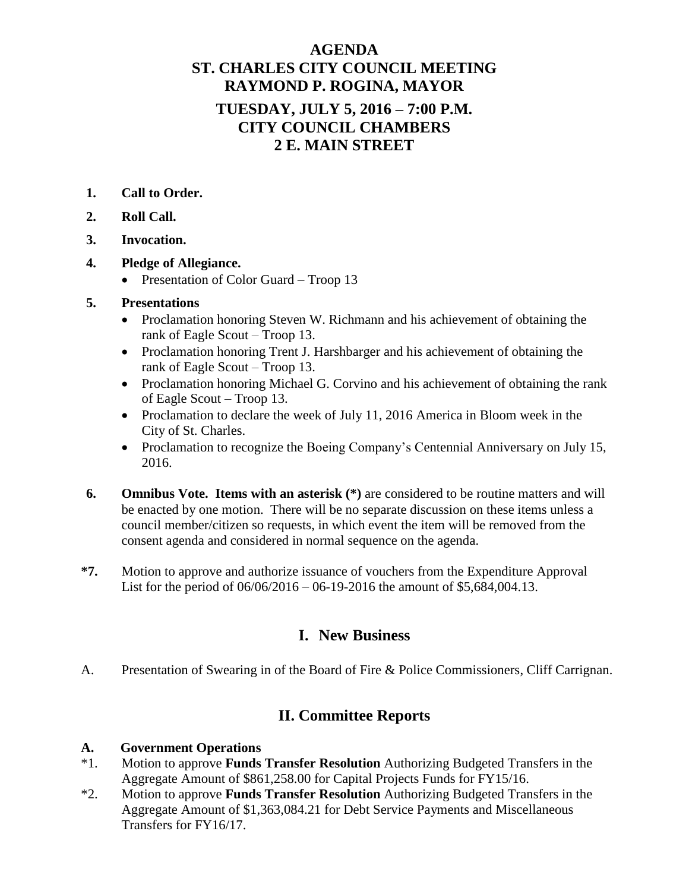# AGENDA
# ST. CHARLES CITY COUNCIL MEETING
# RAYMOND P. ROGINA, MAYOR
## TUESDAY, JULY 5, 2016 – 7:00 P.M.
## CITY COUNCIL CHAMBERS
## 2 E. MAIN STREET

**1. Call to Order.**

**2. Roll Call.**

**3. Invocation.**

**4. Pledge of Allegiance.**
- Presentation of Color Guard – Troop 13

**5. Presentations**
- Proclamation honoring Steven W. Richmann and his achievement of obtaining the rank of Eagle Scout – Troop 13.
- Proclamation honoring Trent J. Harshbarger and his achievement of obtaining the rank of Eagle Scout – Troop 13.
- Proclamation honoring Michael G. Corvino and his achievement of obtaining the rank of Eagle Scout – Troop 13.
- Proclamation to declare the week of July 11, 2016 America in Bloom week in the City of St. Charles.
- Proclamation to recognize the Boeing Company's Centennial Anniversary on July 15, 2016.

**6. Omnibus Vote. Items with an asterisk (*)** are considered to be routine matters and will be enacted by one motion. There will be no separate discussion on these items unless a council member/citizen so requests, in which event the item will be removed from the consent agenda and considered in normal sequence on the agenda.

**\*7.** Motion to approve and authorize issuance of vouchers from the Expenditure Approval List for the period of 06/06/2016 – 06-19-2016 the amount of $5,684,004.13.

## I. New Business

A. Presentation of Swearing in of the Board of Fire & Police Commissioners, Cliff Carrignan.

## II. Committee Reports

**A. Government Operations**

*1. Motion to approve **Funds Transfer Resolution** Authorizing Budgeted Transfers in the Aggregate Amount of $861,258.00 for Capital Projects Funds for FY15/16.

*2. Motion to approve **Funds Transfer Resolution** Authorizing Budgeted Transfers in the Aggregate Amount of $1,363,084.21 for Debt Service Payments and Miscellaneous Transfers for FY16/17.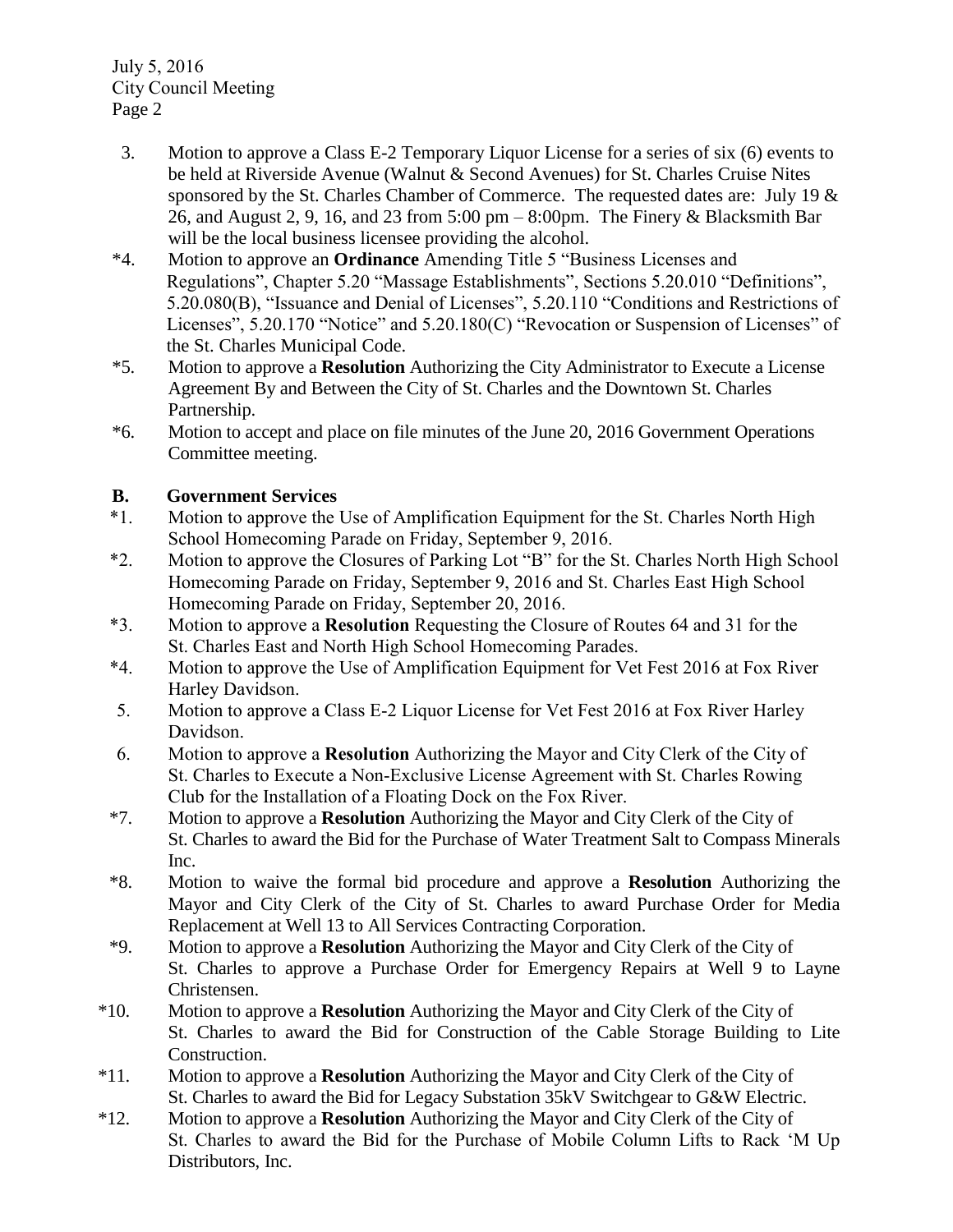3. Motion to approve a Class E-2 Temporary Liquor License for a series of six (6) events to be held at Riverside Avenue (Walnut & Second Avenues) for St. Charles Cruise Nites sponsored by the St. Charles Chamber of Commerce. The requested dates are: July 19 & 26, and August 2, 9, 16, and 23 from 5:00 pm – 8:00pm. The Finery & Blacksmith Bar will be the local business licensee providing the alcohol.

*4. Motion to approve an **Ordinance** Amending Title 5 "Business Licenses and Regulations", Chapter 5.20 "Massage Establishments", Sections 5.20.010 "Definitions", 5.20.080(B), "Issuance and Denial of Licenses", 5.20.110 "Conditions and Restrictions of Licenses", 5.20.170 "Notice" and 5.20.180(C) "Revocation or Suspension of Licenses" of the St. Charles Municipal Code.

*5. Motion to approve a **Resolution** Authorizing the City Administrator to Execute a License Agreement By and Between the City of St. Charles and the Downtown St. Charles Partnership.

*6. Motion to accept and place on file minutes of the June 20, 2016 Government Operations Committee meeting.

**B. Government Services**

*1. Motion to approve the Use of Amplification Equipment for the St. Charles North High School Homecoming Parade on Friday, September 9, 2016.

*2. Motion to approve the Closures of Parking Lot "B" for the St. Charles North High School Homecoming Parade on Friday, September 9, 2016 and St. Charles East High School Homecoming Parade on Friday, September 20, 2016.

*3. Motion to approve a **Resolution** Requesting the Closure of Routes 64 and 31 for the St. Charles East and North High School Homecoming Parades.

*4. Motion to approve the Use of Amplification Equipment for Vet Fest 2016 at Fox River Harley Davidson.

5. Motion to approve a Class E-2 Liquor License for Vet Fest 2016 at Fox River Harley Davidson.

6. Motion to approve a **Resolution** Authorizing the Mayor and City Clerk of the City of St. Charles to Execute a Non-Exclusive License Agreement with St. Charles Rowing Club for the Installation of a Floating Dock on the Fox River.

*7. Motion to approve a **Resolution** Authorizing the Mayor and City Clerk of the City of St. Charles to award the Bid for the Purchase of Water Treatment Salt to Compass Minerals Inc.

*8. Motion to waive the formal bid procedure and approve a **Resolution** Authorizing the Mayor and City Clerk of the City of St. Charles to award Purchase Order for Media Replacement at Well 13 to All Services Contracting Corporation.

*9. Motion to approve a **Resolution** Authorizing the Mayor and City Clerk of the City of St. Charles to approve a Purchase Order for Emergency Repairs at Well 9 to Layne Christensen.

*10. Motion to approve a **Resolution** Authorizing the Mayor and City Clerk of the City of St. Charles to award the Bid for Construction of the Cable Storage Building to Lite Construction.

*11. Motion to approve a **Resolution** Authorizing the Mayor and City Clerk of the City of St. Charles to award the Bid for Legacy Substation 35kV Switchgear to G&W Electric.

*12. Motion to approve a **Resolution** Authorizing the Mayor and City Clerk of the City of St. Charles to award the Bid for the Purchase of Mobile Column Lifts to Rack 'M Up Distributors, Inc.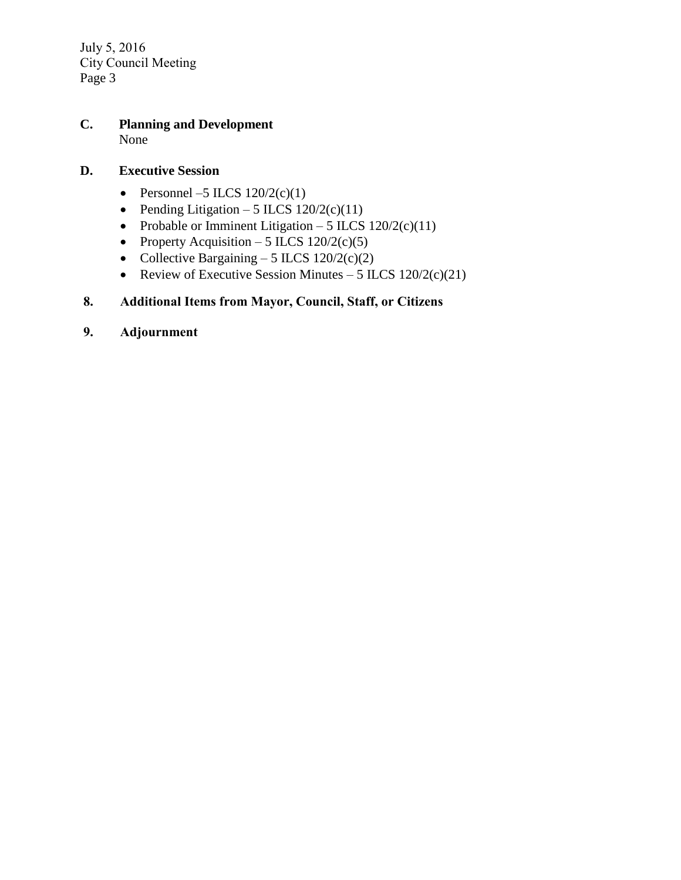**C. Planning and Development**
None

**D. Executive Session**

- Personnel –5 ILCS 120/2(c)(1)
- Pending Litigation – 5 ILCS 120/2(c)(11)
- Probable or Imminent Litigation – 5 ILCS 120/2(c)(11)
- Property Acquisition – 5 ILCS 120/2(c)(5)
- Collective Bargaining – 5 ILCS 120/2(c)(2)
- Review of Executive Session Minutes – 5 ILCS 120/2(c)(21)

**8. Additional Items from Mayor, Council, Staff, or Citizens**

**9. Adjournment**